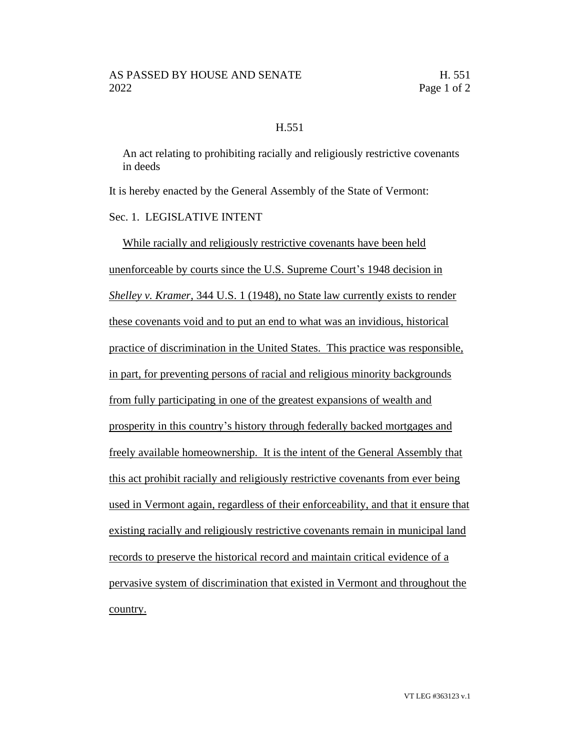H.551

An act relating to prohibiting racially and religiously restrictive covenants in deeds

It is hereby enacted by the General Assembly of the State of Vermont:

Sec. 1. LEGISLATIVE INTENT

While racially and religiously restrictive covenants have been held unenforceable by courts since the U.S. Supreme Court's 1948 decision in *Shelley v. Kramer*, 344 U.S. 1 (1948), no State law currently exists to render these covenants void and to put an end to what was an invidious, historical practice of discrimination in the United States. This practice was responsible, in part, for preventing persons of racial and religious minority backgrounds from fully participating in one of the greatest expansions of wealth and prosperity in this country's history through federally backed mortgages and freely available homeownership. It is the intent of the General Assembly that this act prohibit racially and religiously restrictive covenants from ever being used in Vermont again, regardless of their enforceability, and that it ensure that existing racially and religiously restrictive covenants remain in municipal land records to preserve the historical record and maintain critical evidence of a pervasive system of discrimination that existed in Vermont and throughout the country.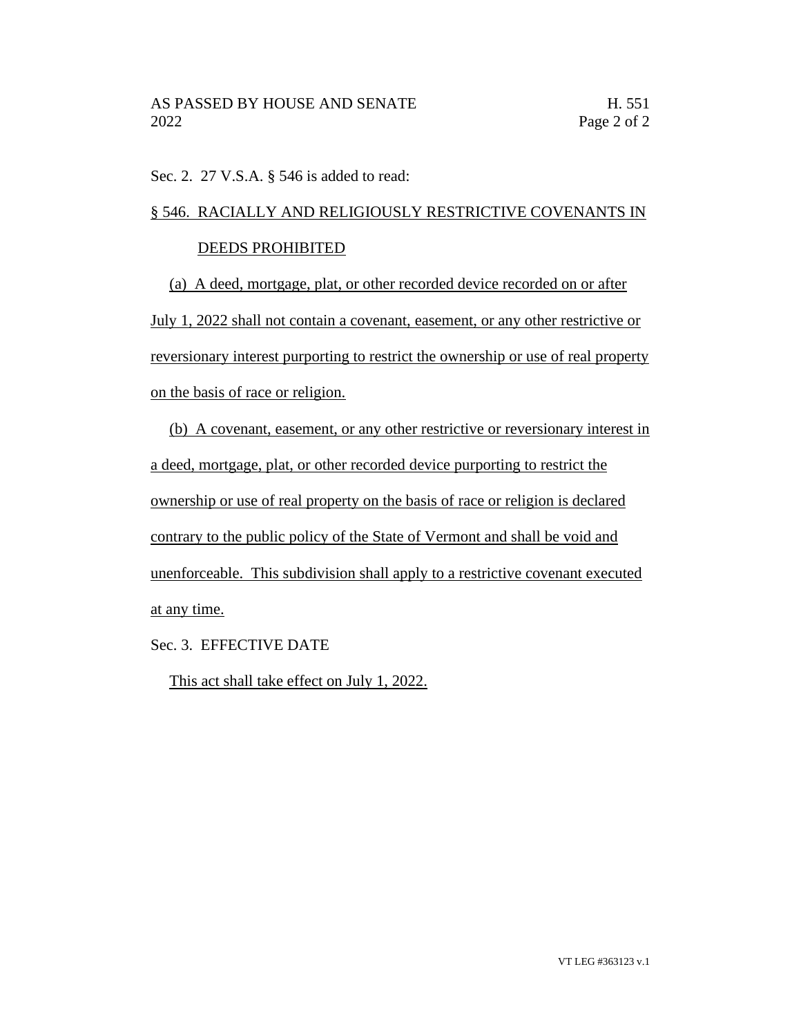Sec. 2. 27 V.S.A. § 546 is added to read:

§ 546. RACIALLY AND RELIGIOUSLY RESTRICTIVE COVENANTS IN DEEDS PROHIBITED

(a) A deed, mortgage, plat, or other recorded device recorded on or after July 1, 2022 shall not contain a covenant, easement, or any other restrictive or reversionary interest purporting to restrict the ownership or use of real property on the basis of race or religion.

(b) A covenant, easement, or any other restrictive or reversionary interest in a deed, mortgage, plat, or other recorded device purporting to restrict the ownership or use of real property on the basis of race or religion is declared contrary to the public policy of the State of Vermont and shall be void and unenforceable. This subdivision shall apply to a restrictive covenant executed at any time.

Sec. 3. EFFECTIVE DATE

This act shall take effect on July 1, 2022.